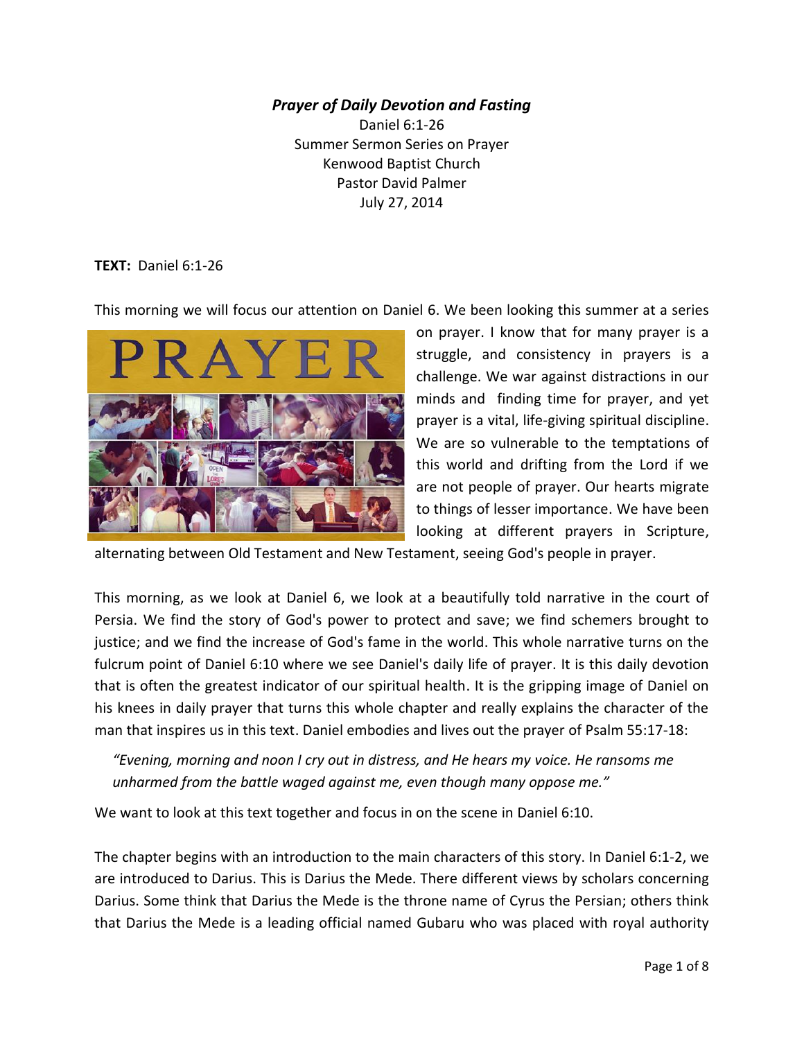***Prayer of Daily Devotion and Fasting***

Daniel 6:1-26
Summer Sermon Series on Prayer
Kenwood Baptist Church
Pastor David Palmer
July 27, 2014

**TEXT:** Daniel 6:1-26

This morning we will focus our attention on Daniel 6. We been looking this summer at a series on prayer. I know that for many prayer is a struggle, and consistency in prayers is a challenge. We war against distractions in our minds and finding time for prayer, and yet prayer is a vital, life-giving spiritual discipline. We are so vulnerable to the temptations of this world and drifting from the Lord if we are not people of prayer. Our hearts migrate to things of lesser importance. We have been looking at different prayers in Scripture, alternating between Old Testament and New Testament, seeing God's people in prayer.

This morning, as we look at Daniel 6, we look at a beautifully told narrative in the court of Persia. We find the story of God's power to protect and save; we find schemers brought to justice; and we find the increase of God's fame in the world. This whole narrative turns on the fulcrum point of Daniel 6:10 where we see Daniel's daily life of prayer. It is this daily devotion that is often the greatest indicator of our spiritual health. It is the gripping image of Daniel on his knees in daily prayer that turns this whole chapter and really explains the character of the man that inspires us in this text. Daniel embodies and lives out the prayer of Psalm 55:17-18:

> *"Evening, morning and noon I cry out in distress, and He hears my voice. He ransoms me unharmed from the battle waged against me, even though many oppose me."*

We want to look at this text together and focus in on the scene in Daniel 6:10.

The chapter begins with an introduction to the main characters of this story. In Daniel 6:1-2, we are introduced to Darius. This is Darius the Mede. There different views by scholars concerning Darius. Some think that Darius the Mede is the throne name of Cyrus the Persian; others think that Darius the Mede is a leading official named Gubaru who was placed with royal authority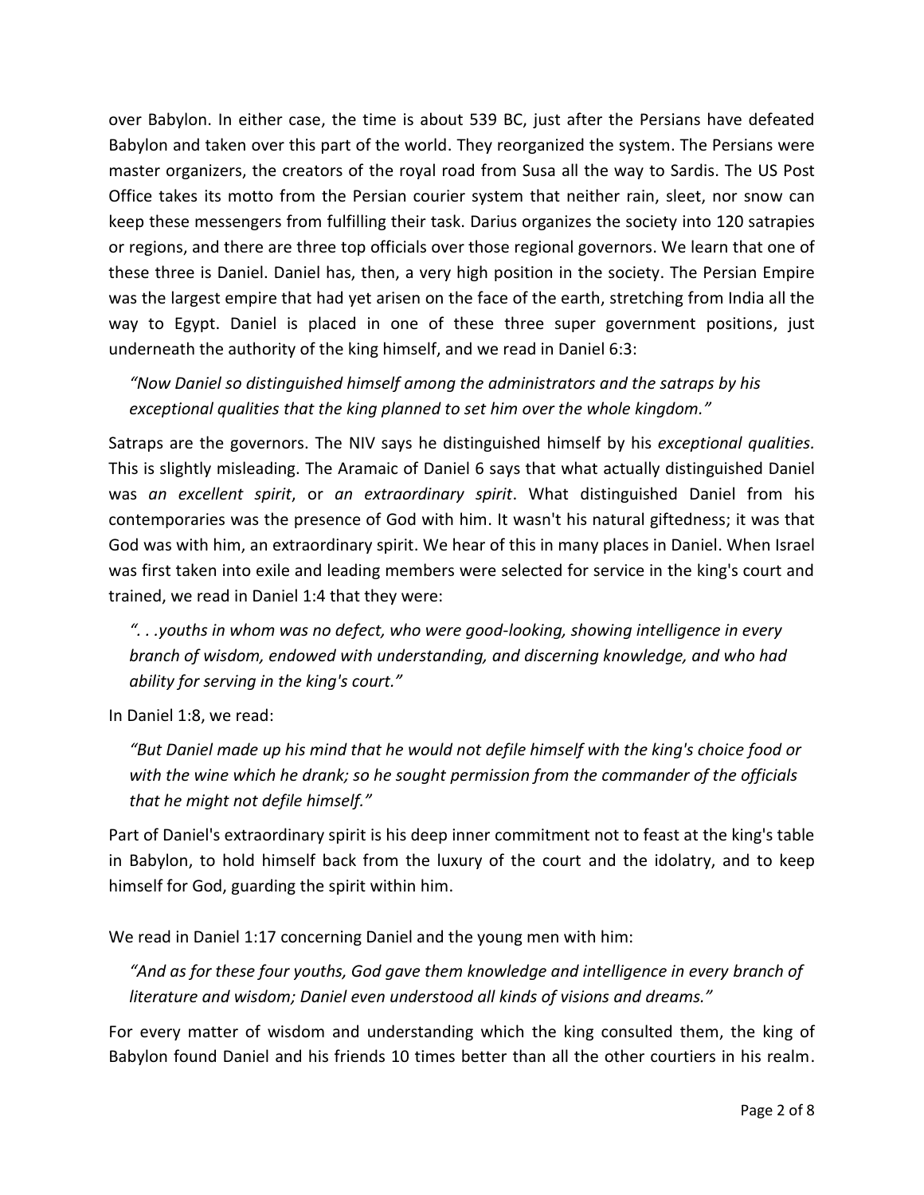over Babylon. In either case, the time is about 539 BC, just after the Persians have defeated Babylon and taken over this part of the world. They reorganized the system. The Persians were master organizers, the creators of the royal road from Susa all the way to Sardis. The US Post Office takes its motto from the Persian courier system that neither rain, sleet, nor snow can keep these messengers from fulfilling their task. Darius organizes the society into 120 satrapies or regions, and there are three top officials over those regional governors. We learn that one of these three is Daniel. Daniel has, then, a very high position in the society. The Persian Empire was the largest empire that had yet arisen on the face of the earth, stretching from India all the way to Egypt. Daniel is placed in one of these three super government positions, just underneath the authority of the king himself, and we read in Daniel 6:3:

> *"Now Daniel so distinguished himself among the administrators and the satraps by his exceptional qualities that the king planned to set him over the whole kingdom."*

Satraps are the governors. The NIV says he distinguished himself by his *exceptional qualities.* This is slightly misleading. The Aramaic of Daniel 6 says that what actually distinguished Daniel was *an excellent spirit*, or *an extraordinary spirit*. What distinguished Daniel from his contemporaries was the presence of God with him. It wasn't his natural giftedness; it was that God was with him, an extraordinary spirit. We hear of this in many places in Daniel. When Israel was first taken into exile and leading members were selected for service in the king's court and trained, we read in Daniel 1:4 that they were:

> *". . .youths in whom was no defect, who were good-looking, showing intelligence in every branch of wisdom, endowed with understanding, and discerning knowledge, and who had ability for serving in the king's court."*

In Daniel 1:8, we read:

> *"But Daniel made up his mind that he would not defile himself with the king's choice food or with the wine which he drank; so he sought permission from the commander of the officials that he might not defile himself."*

Part of Daniel's extraordinary spirit is his deep inner commitment not to feast at the king's table in Babylon, to hold himself back from the luxury of the court and the idolatry, and to keep himself for God, guarding the spirit within him.

We read in Daniel 1:17 concerning Daniel and the young men with him:

> *"And as for these four youths, God gave them knowledge and intelligence in every branch of literature and wisdom; Daniel even understood all kinds of visions and dreams."*

For every matter of wisdom and understanding which the king consulted them, the king of Babylon found Daniel and his friends 10 times better than all the other courtiers in his realm.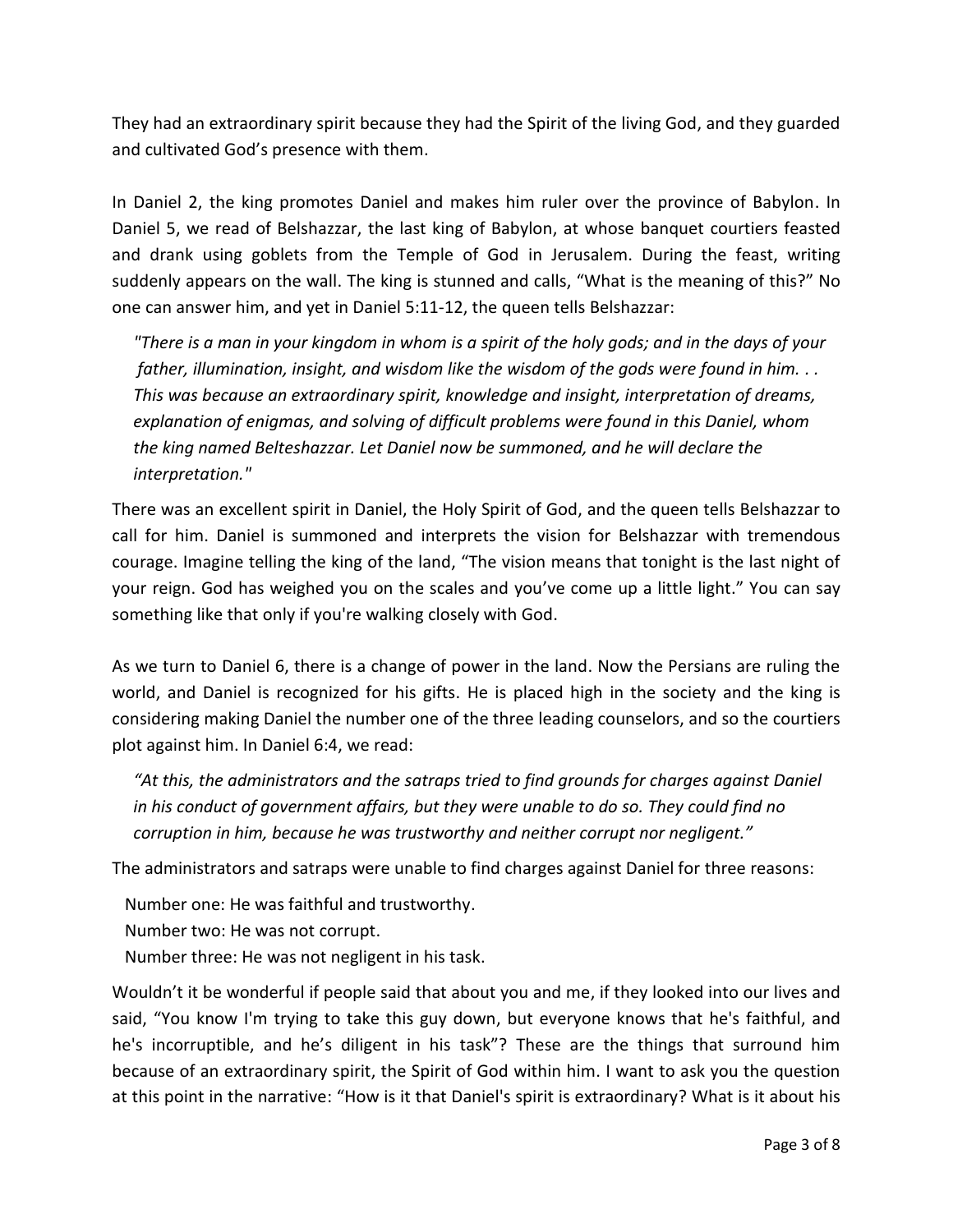They had an extraordinary spirit because they had the Spirit of the living God, and they guarded and cultivated God's presence with them.

In Daniel 2, the king promotes Daniel and makes him ruler over the province of Babylon. In Daniel 5, we read of Belshazzar, the last king of Babylon, at whose banquet courtiers feasted and drank using goblets from the Temple of God in Jerusalem. During the feast, writing suddenly appears on the wall. The king is stunned and calls, "What is the meaning of this?" No one can answer him, and yet in Daniel 5:11-12, the queen tells Belshazzar:

> *"There is a man in your kingdom in whom is a spirit of the holy gods; and in the days of your father, illumination, insight, and wisdom like the wisdom of the gods were found in him. . . This was because an extraordinary spirit, knowledge and insight, interpretation of dreams, explanation of enigmas, and solving of difficult problems were found in this Daniel, whom the king named Belteshazzar. Let Daniel now be summoned, and he will declare the interpretation."*

There was an excellent spirit in Daniel, the Holy Spirit of God, and the queen tells Belshazzar to call for him. Daniel is summoned and interprets the vision for Belshazzar with tremendous courage. Imagine telling the king of the land, "The vision means that tonight is the last night of your reign. God has weighed you on the scales and you've come up a little light." You can say something like that only if you're walking closely with God.

As we turn to Daniel 6, there is a change of power in the land. Now the Persians are ruling the world, and Daniel is recognized for his gifts. He is placed high in the society and the king is considering making Daniel the number one of the three leading counselors, and so the courtiers plot against him. In Daniel 6:4, we read:

> *"At this, the administrators and the satraps tried to find grounds for charges against Daniel in his conduct of government affairs, but they were unable to do so. They could find no corruption in him, because he was trustworthy and neither corrupt nor negligent."*

The administrators and satraps were unable to find charges against Daniel for three reasons:

Number one: He was faithful and trustworthy.
Number two: He was not corrupt.
Number three: He was not negligent in his task.

Wouldn't it be wonderful if people said that about you and me, if they looked into our lives and said, "You know I'm trying to take this guy down, but everyone knows that he's faithful, and he's incorruptible, and he's diligent in his task"? These are the things that surround him because of an extraordinary spirit, the Spirit of God within him. I want to ask you the question at this point in the narrative: "How is it that Daniel's spirit is extraordinary? What is it about his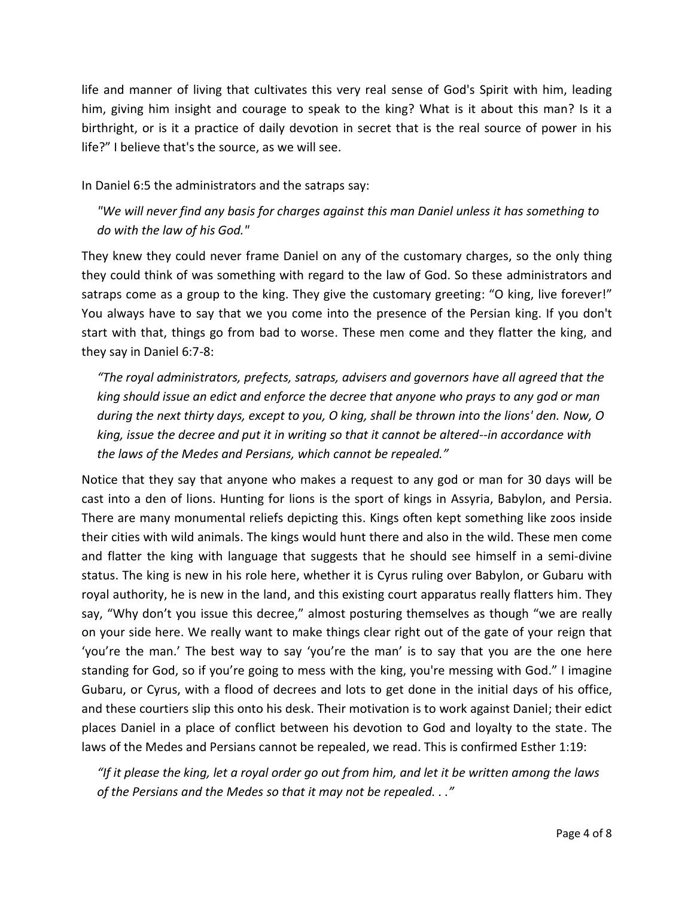life and manner of living that cultivates this very real sense of God's Spirit with him, leading him, giving him insight and courage to speak to the king? What is it about this man? Is it a birthright, or is it a practice of daily devotion in secret that is the real source of power in his life?" I believe that's the source, as we will see.

In Daniel 6:5 the administrators and the satraps say:

> *"We will never find any basis for charges against this man Daniel unless it has something to do with the law of his God."*

They knew they could never frame Daniel on any of the customary charges, so the only thing they could think of was something with regard to the law of God. So these administrators and satraps come as a group to the king. They give the customary greeting: "O king, live forever!" You always have to say that we you come into the presence of the Persian king. If you don't start with that, things go from bad to worse. These men come and they flatter the king, and they say in Daniel 6:7-8:

> *"The royal administrators, prefects, satraps, advisers and governors have all agreed that the king should issue an edict and enforce the decree that anyone who prays to any god or man during the next thirty days, except to you, O king, shall be thrown into the lions' den. Now, O king, issue the decree and put it in writing so that it cannot be altered--in accordance with the laws of the Medes and Persians, which cannot be repealed."*

Notice that they say that anyone who makes a request to any god or man for 30 days will be cast into a den of lions. Hunting for lions is the sport of kings in Assyria, Babylon, and Persia. There are many monumental reliefs depicting this. Kings often kept something like zoos inside their cities with wild animals. The kings would hunt there and also in the wild. These men come and flatter the king with language that suggests that he should see himself in a semi-divine status. The king is new in his role here, whether it is Cyrus ruling over Babylon, or Gubaru with royal authority, he is new in the land, and this existing court apparatus really flatters him. They say, "Why don't you issue this decree," almost posturing themselves as though "we are really on your side here. We really want to make things clear right out of the gate of your reign that 'you're the man.' The best way to say 'you're the man' is to say that you are the one here standing for God, so if you're going to mess with the king, you're messing with God." I imagine Gubaru, or Cyrus, with a flood of decrees and lots to get done in the initial days of his office, and these courtiers slip this onto his desk. Their motivation is to work against Daniel; their edict places Daniel in a place of conflict between his devotion to God and loyalty to the state. The laws of the Medes and Persians cannot be repealed, we read. This is confirmed Esther 1:19:

> *"If it please the king, let a royal order go out from him, and let it be written among the laws of the Persians and the Medes so that it may not be repealed. . ."*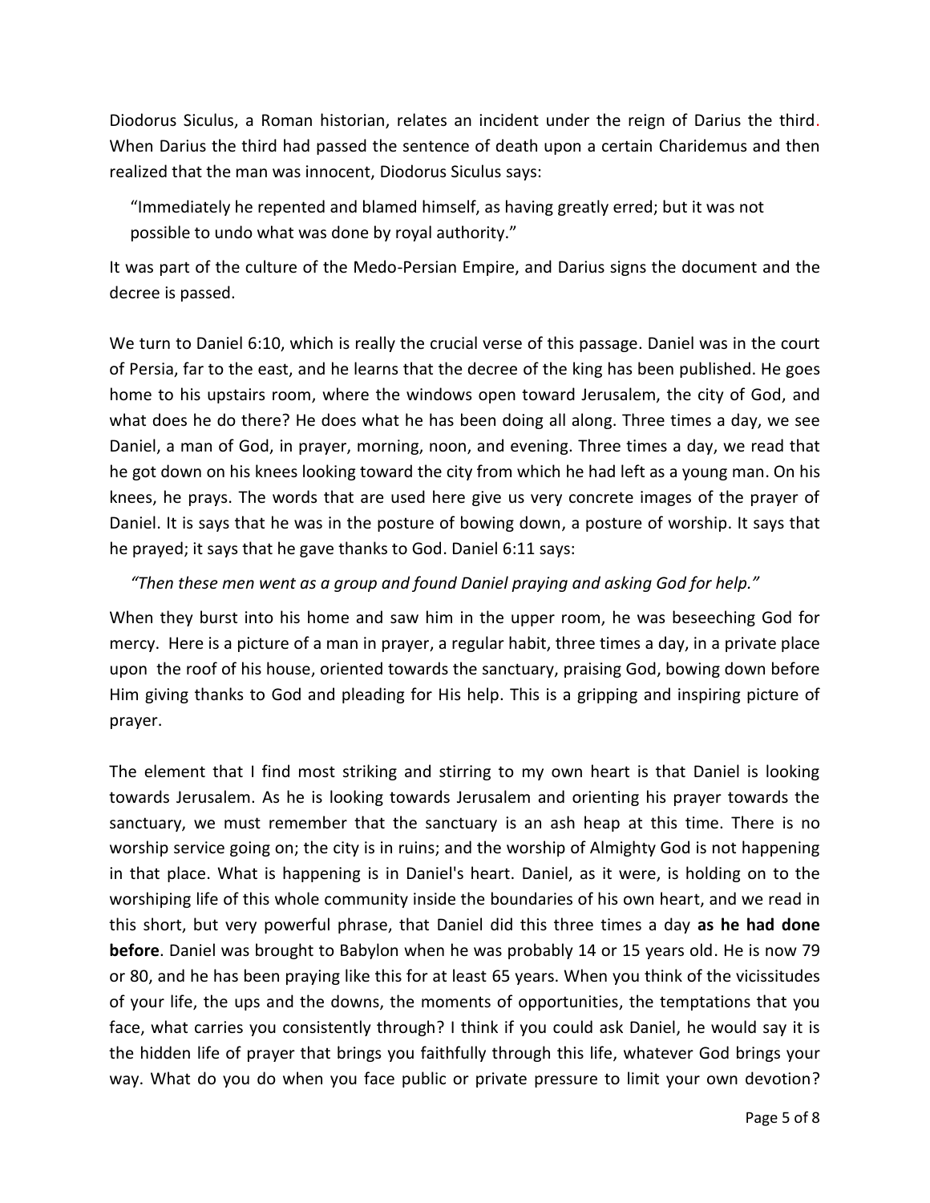Diodorus Siculus, a Roman historian, relates an incident under the reign of Darius the third. When Darius the third had passed the sentence of death upon a certain Charidemus and then realized that the man was innocent, Diodorus Siculus says:

> "Immediately he repented and blamed himself, as having greatly erred; but it was not possible to undo what was done by royal authority."

It was part of the culture of the Medo-Persian Empire, and Darius signs the document and the decree is passed.

We turn to Daniel 6:10, which is really the crucial verse of this passage. Daniel was in the court of Persia, far to the east, and he learns that the decree of the king has been published. He goes home to his upstairs room, where the windows open toward Jerusalem, the city of God, and what does he do there? He does what he has been doing all along. Three times a day, we see Daniel, a man of God, in prayer, morning, noon, and evening. Three times a day, we read that he got down on his knees looking toward the city from which he had left as a young man. On his knees, he prays. The words that are used here give us very concrete images of the prayer of Daniel. It is says that he was in the posture of bowing down, a posture of worship. It says that he prayed; it says that he gave thanks to God. Daniel 6:11 says:

> *"Then these men went as a group and found Daniel praying and asking God for help."*

When they burst into his home and saw him in the upper room, he was beseeching God for mercy. Here is a picture of a man in prayer, a regular habit, three times a day, in a private place upon the roof of his house, oriented towards the sanctuary, praising God, bowing down before Him giving thanks to God and pleading for His help. This is a gripping and inspiring picture of prayer.

The element that I find most striking and stirring to my own heart is that Daniel is looking towards Jerusalem. As he is looking towards Jerusalem and orienting his prayer towards the sanctuary, we must remember that the sanctuary is an ash heap at this time. There is no worship service going on; the city is in ruins; and the worship of Almighty God is not happening in that place. What is happening is in Daniel's heart. Daniel, as it were, is holding on to the worshiping life of this whole community inside the boundaries of his own heart, and we read in this short, but very powerful phrase, that Daniel did this three times a day **as he had done before**. Daniel was brought to Babylon when he was probably 14 or 15 years old. He is now 79 or 80, and he has been praying like this for at least 65 years. When you think of the vicissitudes of your life, the ups and the downs, the moments of opportunities, the temptations that you face, what carries you consistently through? I think if you could ask Daniel, he would say it is the hidden life of prayer that brings you faithfully through this life, whatever God brings your way. What do you do when you face public or private pressure to limit your own devotion?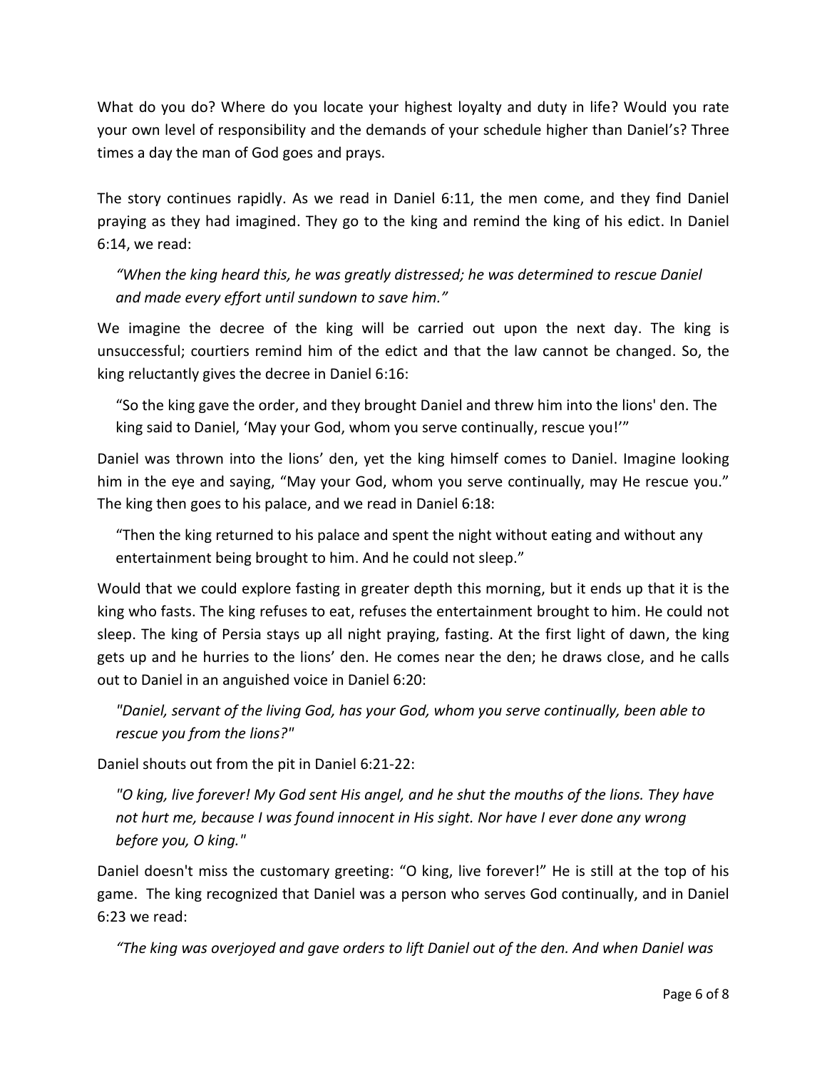What do you do? Where do you locate your highest loyalty and duty in life? Would you rate your own level of responsibility and the demands of your schedule higher than Daniel's? Three times a day the man of God goes and prays.

The story continues rapidly. As we read in Daniel 6:11, the men come, and they find Daniel praying as they had imagined. They go to the king and remind the king of his edict. In Daniel 6:14, we read:

> *"When the king heard this, he was greatly distressed; he was determined to rescue Daniel and made every effort until sundown to save him."*

We imagine the decree of the king will be carried out upon the next day. The king is unsuccessful; courtiers remind him of the edict and that the law cannot be changed. So, the king reluctantly gives the decree in Daniel 6:16:

> "So the king gave the order, and they brought Daniel and threw him into the lions' den. The king said to Daniel, 'May your God, whom you serve continually, rescue you!'"

Daniel was thrown into the lions' den, yet the king himself comes to Daniel. Imagine looking him in the eye and saying, "May your God, whom you serve continually, may He rescue you." The king then goes to his palace, and we read in Daniel 6:18:

> "Then the king returned to his palace and spent the night without eating and without any entertainment being brought to him. And he could not sleep."

Would that we could explore fasting in greater depth this morning, but it ends up that it is the king who fasts. The king refuses to eat, refuses the entertainment brought to him. He could not sleep. The king of Persia stays up all night praying, fasting. At the first light of dawn, the king gets up and he hurries to the lions' den. He comes near the den; he draws close, and he calls out to Daniel in an anguished voice in Daniel 6:20:

> *"Daniel, servant of the living God, has your God, whom you serve continually, been able to rescue you from the lions?"*

Daniel shouts out from the pit in Daniel 6:21-22:

> *"O king, live forever! My God sent His angel, and he shut the mouths of the lions. They have not hurt me, because I was found innocent in His sight. Nor have I ever done any wrong before you, O king."*

Daniel doesn't miss the customary greeting: "O king, live forever!" He is still at the top of his game. The king recognized that Daniel was a person who serves God continually, and in Daniel 6:23 we read:

> *"The king was overjoyed and gave orders to lift Daniel out of the den. And when Daniel was*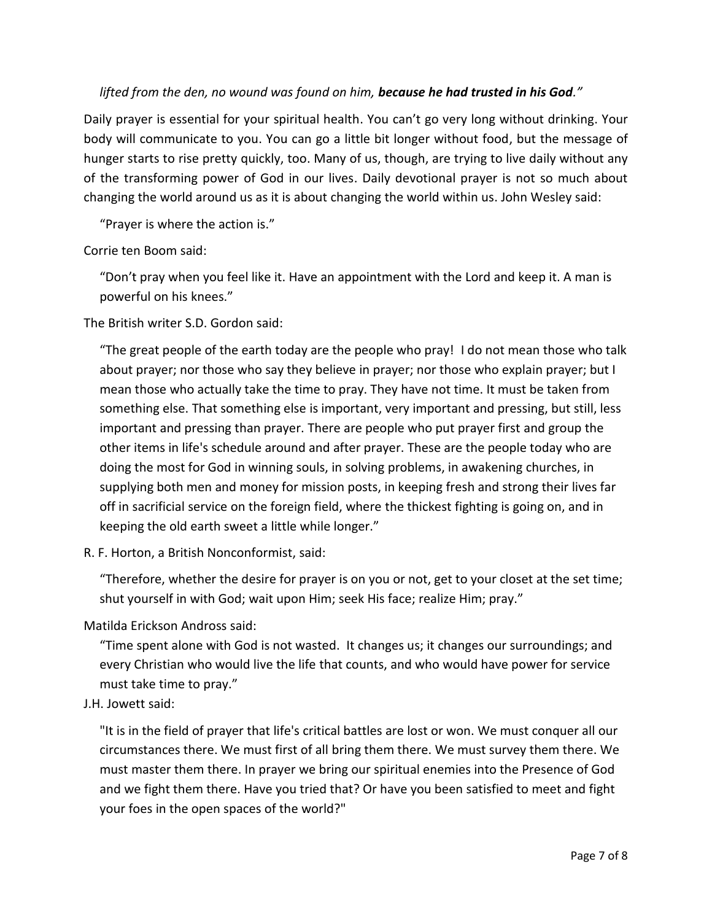*lifted from the den, no wound was found on him, **because he had trusted in his God**."*

Daily prayer is essential for your spiritual health. You can't go very long without drinking. Your body will communicate to you. You can go a little bit longer without food, but the message of hunger starts to rise pretty quickly, too. Many of us, though, are trying to live daily without any of the transforming power of God in our lives. Daily devotional prayer is not so much about changing the world around us as it is about changing the world within us. John Wesley said:

> "Prayer is where the action is."

Corrie ten Boom said:

> "Don't pray when you feel like it. Have an appointment with the Lord and keep it. A man is powerful on his knees."

The British writer S.D. Gordon said:

> "The great people of the earth today are the people who pray! I do not mean those who talk about prayer; nor those who say they believe in prayer; nor those who explain prayer; but I mean those who actually take the time to pray. They have not time. It must be taken from something else. That something else is important, very important and pressing, but still, less important and pressing than prayer. There are people who put prayer first and group the other items in life's schedule around and after prayer. These are the people today who are doing the most for God in winning souls, in solving problems, in awakening churches, in supplying both men and money for mission posts, in keeping fresh and strong their lives far off in sacrificial service on the foreign field, where the thickest fighting is going on, and in keeping the old earth sweet a little while longer."

R. F. Horton, a British Nonconformist, said:

> "Therefore, whether the desire for prayer is on you or not, get to your closet at the set time; shut yourself in with God; wait upon Him; seek His face; realize Him; pray."

Matilda Erickson Andross said:

> "Time spent alone with God is not wasted. It changes us; it changes our surroundings; and every Christian who would live the life that counts, and who would have power for service must take time to pray."

J.H. Jowett said:

> "It is in the field of prayer that life's critical battles are lost or won. We must conquer all our circumstances there. We must first of all bring them there. We must survey them there. We must master them there. In prayer we bring our spiritual enemies into the Presence of God and we fight them there. Have you tried that? Or have you been satisfied to meet and fight your foes in the open spaces of the world?"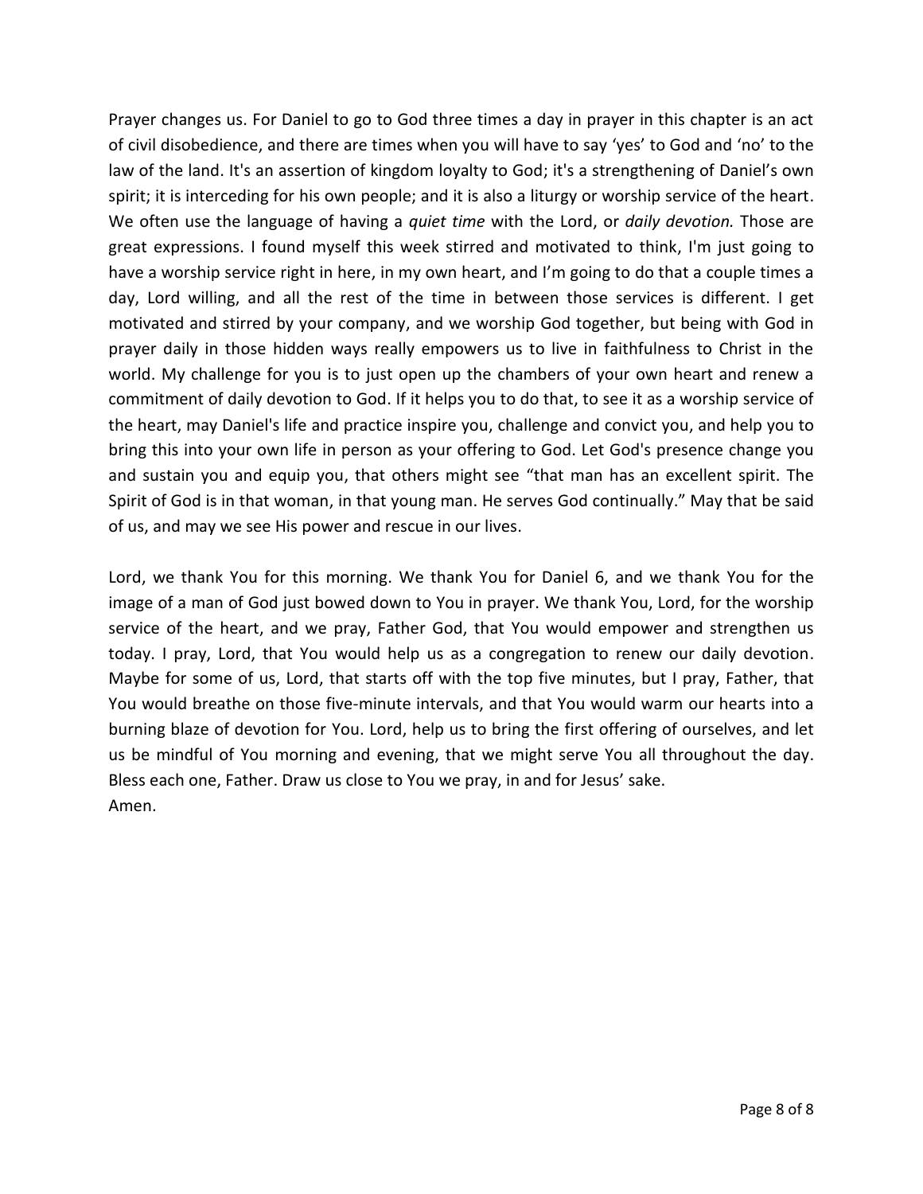Prayer changes us. For Daniel to go to God three times a day in prayer in this chapter is an act of civil disobedience, and there are times when you will have to say 'yes' to God and 'no' to the law of the land. It's an assertion of kingdom loyalty to God; it's a strengthening of Daniel's own spirit; it is interceding for his own people; and it is also a liturgy or worship service of the heart. We often use the language of having a *quiet time* with the Lord, or *daily devotion.* Those are great expressions. I found myself this week stirred and motivated to think, I'm just going to have a worship service right in here, in my own heart, and I'm going to do that a couple times a day, Lord willing, and all the rest of the time in between those services is different. I get motivated and stirred by your company, and we worship God together, but being with God in prayer daily in those hidden ways really empowers us to live in faithfulness to Christ in the world. My challenge for you is to just open up the chambers of your own heart and renew a commitment of daily devotion to God. If it helps you to do that, to see it as a worship service of the heart, may Daniel's life and practice inspire you, challenge and convict you, and help you to bring this into your own life in person as your offering to God. Let God's presence change you and sustain you and equip you, that others might see "that man has an excellent spirit. The Spirit of God is in that woman, in that young man. He serves God continually." May that be said of us, and may we see His power and rescue in our lives.

Lord, we thank You for this morning. We thank You for Daniel 6, and we thank You for the image of a man of God just bowed down to You in prayer. We thank You, Lord, for the worship service of the heart, and we pray, Father God, that You would empower and strengthen us today. I pray, Lord, that You would help us as a congregation to renew our daily devotion. Maybe for some of us, Lord, that starts off with the top five minutes, but I pray, Father, that You would breathe on those five-minute intervals, and that You would warm our hearts into a burning blaze of devotion for You. Lord, help us to bring the first offering of ourselves, and let us be mindful of You morning and evening, that we might serve You all throughout the day. Bless each one, Father. Draw us close to You we pray, in and for Jesus' sake.
Amen.